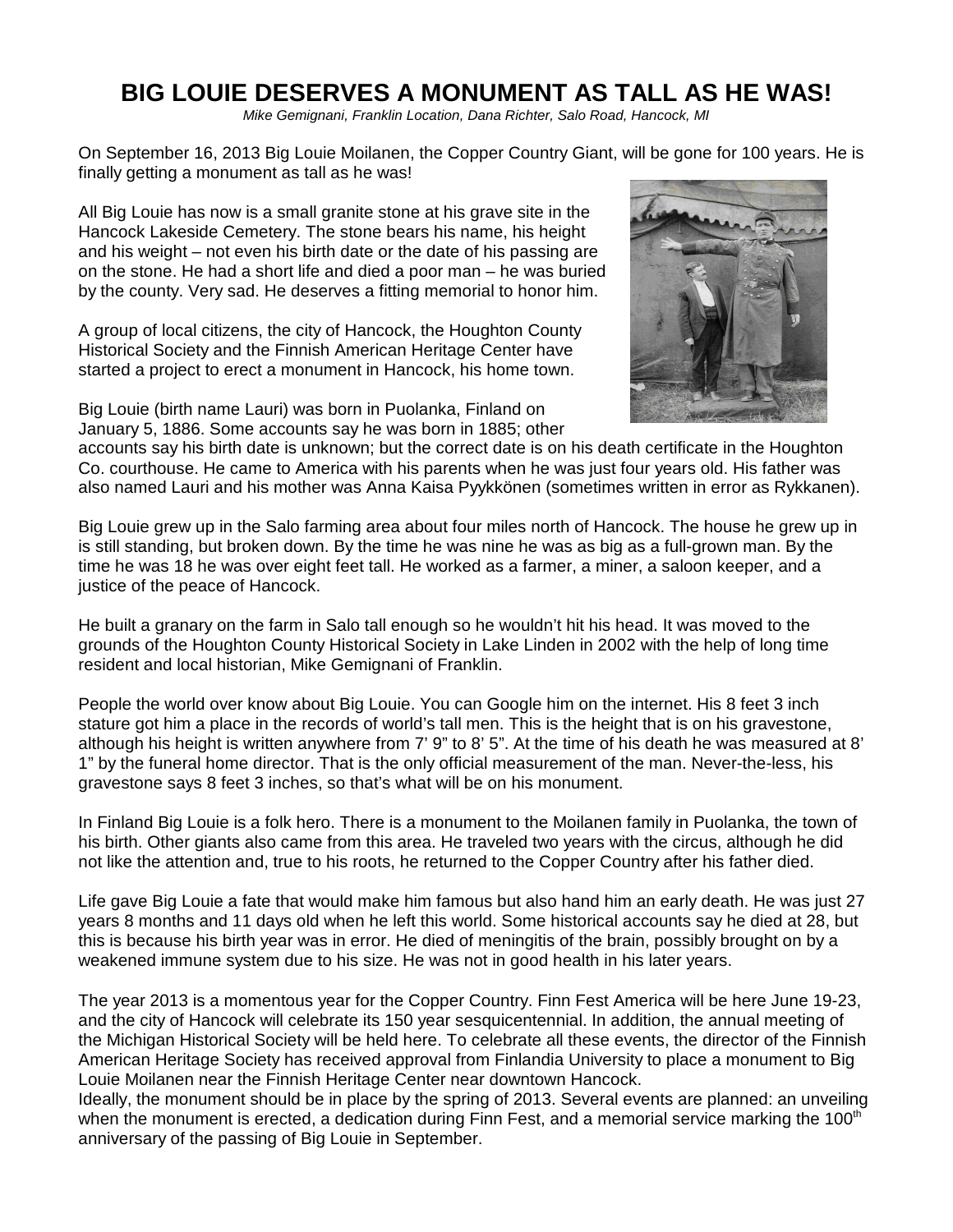# BIG LOUIE DESERVES A MONUMENT AS TALL AS HE WAS!

*Mike Gemignani, Franklin Location, Dana Richter, Salo Road, Hancock, MI*

On September 16, 2013 Big Louie Moilanen, the Copper Country Giant, will be gone for 100 years. He is finally getting a monument as tall as he was!

All Big Louie has now is a small granite stone at his grave site in the Hancock Lakeside Cemetery. The stone bears his name, his height and his weight – not even his birth date or the date of his passing are on the stone. He had a short life and died a poor man – he was buried by the county. Very sad. He deserves a fitting memorial to honor him.

A group of local citizens, the city of Hancock, the Houghton County Historical Society and the Finnish American Heritage Center have started a project to erect a monument in Hancock, his home town.

Big Louie (birth name Lauri) was born in Puolanka, Finland on January 5, 1886. Some accounts say he was born in 1885; other accounts say his birth date is unknown; but the correct date is on his death certificate in the Houghton Co. courthouse. He came to America with his parents when he was just four years old. His father was also named Lauri and his mother was Anna Kaisa Pyykkönen (sometimes written in error as Rykkanen).

Big Louie grew up in the Salo farming area about four miles north of Hancock. The house he grew up in is still standing, but broken down. By the time he was nine he was as big as a full-grown man. By the time he was 18 he was over eight feet tall. He worked as a farmer, a miner, a saloon keeper, and a justice of the peace of Hancock.

He built a granary on the farm in Salo tall enough so he wouldn't hit his head. It was moved to the grounds of the Houghton County Historical Society in Lake Linden in 2002 with the help of long time resident and local historian, Mike Gemignani of Franklin.

People the world over know about Big Louie. You can Google him on the internet. His 8 feet 3 inch stature got him a place in the records of world's tall men. This is the height that is on his gravestone, although his height is written anywhere from 7' 9" to 8' 5". At the time of his death he was measured at 8' 1" by the funeral home director. That is the only official measurement of the man. Never-the-less, his gravestone says 8 feet 3 inches, so that's what will be on his monument.

In Finland Big Louie is a folk hero. There is a monument to the Moilanen family in Puolanka, the town of his birth. Other giants also came from this area. He traveled two years with the circus, although he did not like the attention and, true to his roots, he returned to the Copper Country after his father died.

Life gave Big Louie a fate that would make him famous but also hand him an early death. He was just 27 years 8 months and 11 days old when he left this world. Some historical accounts say he died at 28, but this is because his birth year was in error. He died of meningitis of the brain, possibly brought on by a weakened immune system due to his size. He was not in good health in his later years.

The year 2013 is a momentous year for the Copper Country. Finn Fest America will be here June 19-23, and the city of Hancock will celebrate its 150 year sesquicentennial. In addition, the annual meeting of the Michigan Historical Society will be held here. To celebrate all these events, the director of the Finnish American Heritage Society has received approval from Finlandia University to place a monument to Big Louie Moilanen near the Finnish Heritage Center near downtown Hancock.

Ideally, the monument should be in place by the spring of 2013. Several events are planned: an unveiling when the monument is erected, a dedication during Finn Fest, and a memorial service marking the 100th anniversary of the passing of Big Louie in September.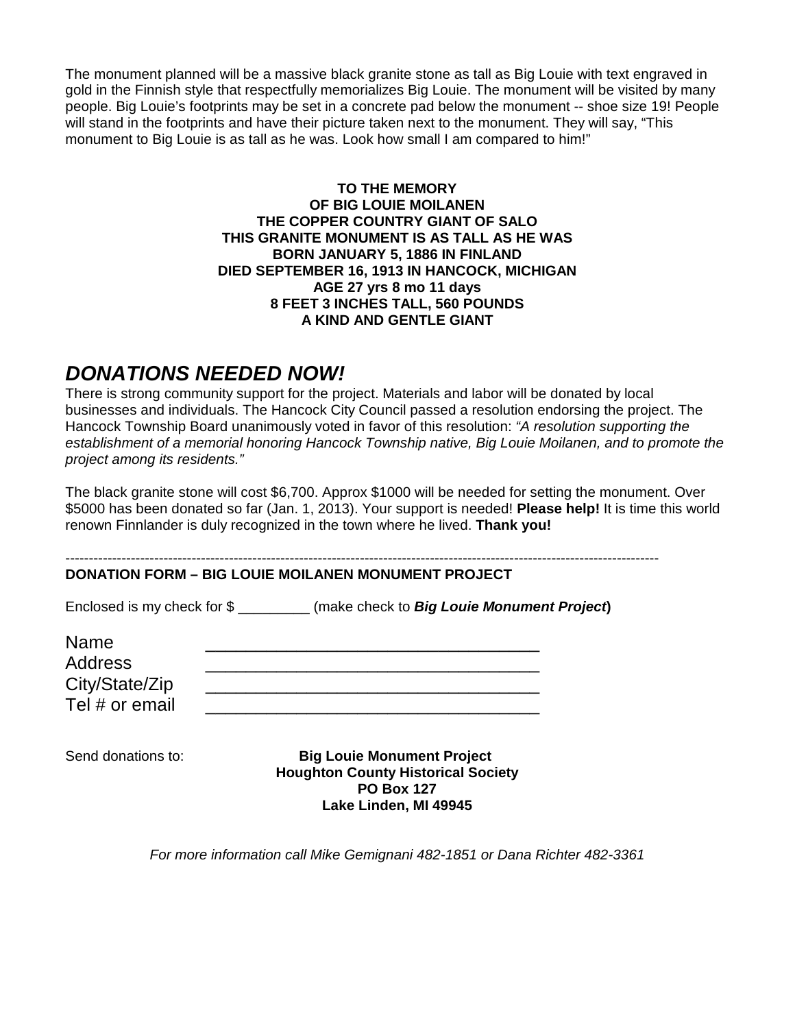The monument planned will be a massive black granite stone as tall as Big Louie with text engraved in gold in the Finnish style that respectfully memorializes Big Louie. The monument will be visited by many people. Big Louie's footprints may be set in a concrete pad below the monument -- shoe size 19! People will stand in the footprints and have their picture taken next to the monument. They will say, "This monument to Big Louie is as tall as he was. Look how small I am compared to him!"

**TO THE MEMORY**
**OF BIG LOUIE MOILANEN**
**THE COPPER COUNTRY GIANT OF SALO**
**THIS GRANITE MONUMENT IS AS TALL AS HE WAS**
**BORN JANUARY 5, 1886 IN FINLAND**
**DIED SEPTEMBER 16, 1913 IN HANCOCK, MICHIGAN**
**AGE 27 yrs 8 mo 11 days**
**8 FEET 3 INCHES TALL, 560 POUNDS**
**A KIND AND GENTLE GIANT**

## *DONATIONS NEEDED NOW!*

There is strong community support for the project. Materials and labor will be donated by local businesses and individuals. The Hancock City Council passed a resolution endorsing the project. The Hancock Township Board unanimously voted in favor of this resolution: *"A resolution supporting the establishment of a memorial honoring Hancock Township native, Big Louie Moilanen, and to promote the project among its residents."*

The black granite stone will cost $6,700. Approx $1000 will be needed for setting the monument. Over $5000 has been donated so far (Jan. 1, 2013). Your support is needed! **Please help!** It is time this world renown Finnlander is duly recognized in the town where he lived. **Thank you!**

---

**DONATION FORM – BIG LOUIE MOILANEN MONUMENT PROJECT**

Enclosed is my check for $ _________ (make check to ***Big Louie Monument Project***)

Name ___________________________________
Address ___________________________________
City/State/Zip ___________________________________
Tel # or email ___________________________________

Send donations to:

**Big Louie Monument Project**
**Houghton County Historical Society**
**PO Box 127**
**Lake Linden, MI 49945**

*For more information call Mike Gemignani 482-1851 or Dana Richter 482-3361*